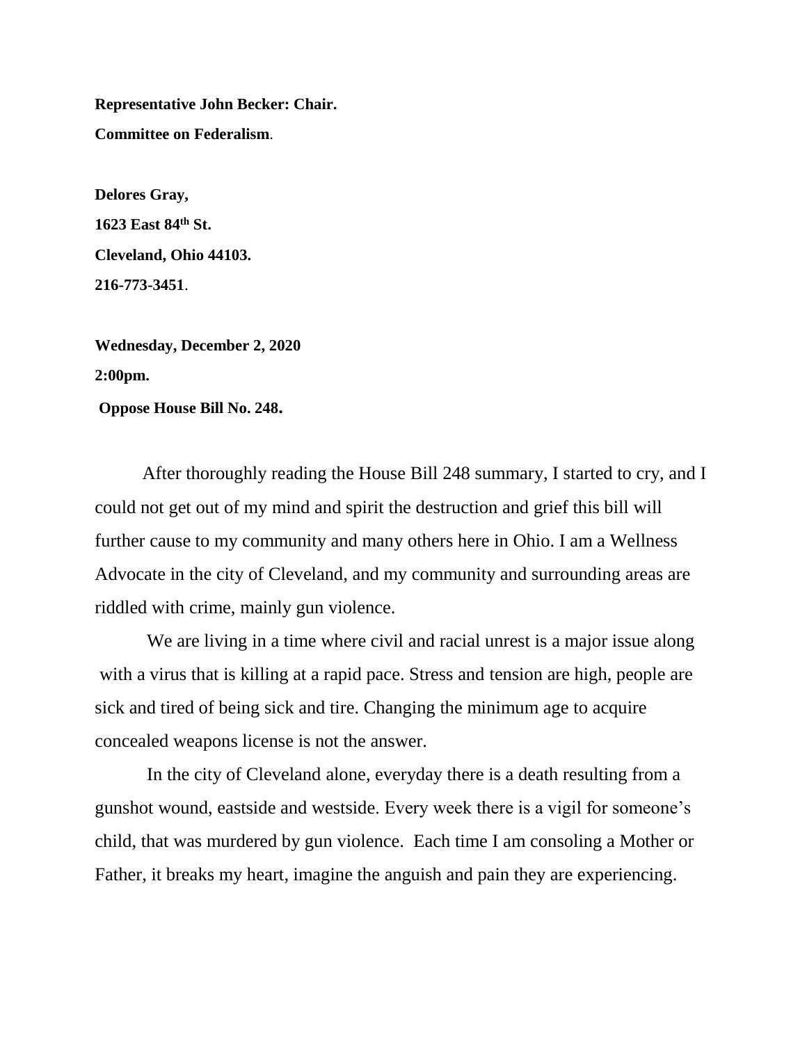**Representative John Becker: Chair.**

**Committee on Federalism**.

**Delores Gray,**

**1623 East 84th St.**

**Cleveland, Ohio 44103.**

**216-773-3451**.

**Wednesday, December 2, 2020**

**2:00pm.**

**Oppose House Bill No. 248.**

After thoroughly reading the House Bill 248 summary, I started to cry, and I could not get out of my mind and spirit the destruction and grief this bill will further cause to my community and many others here in Ohio. I am a Wellness Advocate in the city of Cleveland, and my community and surrounding areas are riddled with crime, mainly gun violence.

We are living in a time where civil and racial unrest is a major issue along with a virus that is killing at a rapid pace. Stress and tension are high, people are sick and tired of being sick and tire. Changing the minimum age to acquire concealed weapons license is not the answer.

In the city of Cleveland alone, everyday there is a death resulting from a gunshot wound, eastside and westside. Every week there is a vigil for someone's child, that was murdered by gun violence. Each time I am consoling a Mother or Father, it breaks my heart, imagine the anguish and pain they are experiencing.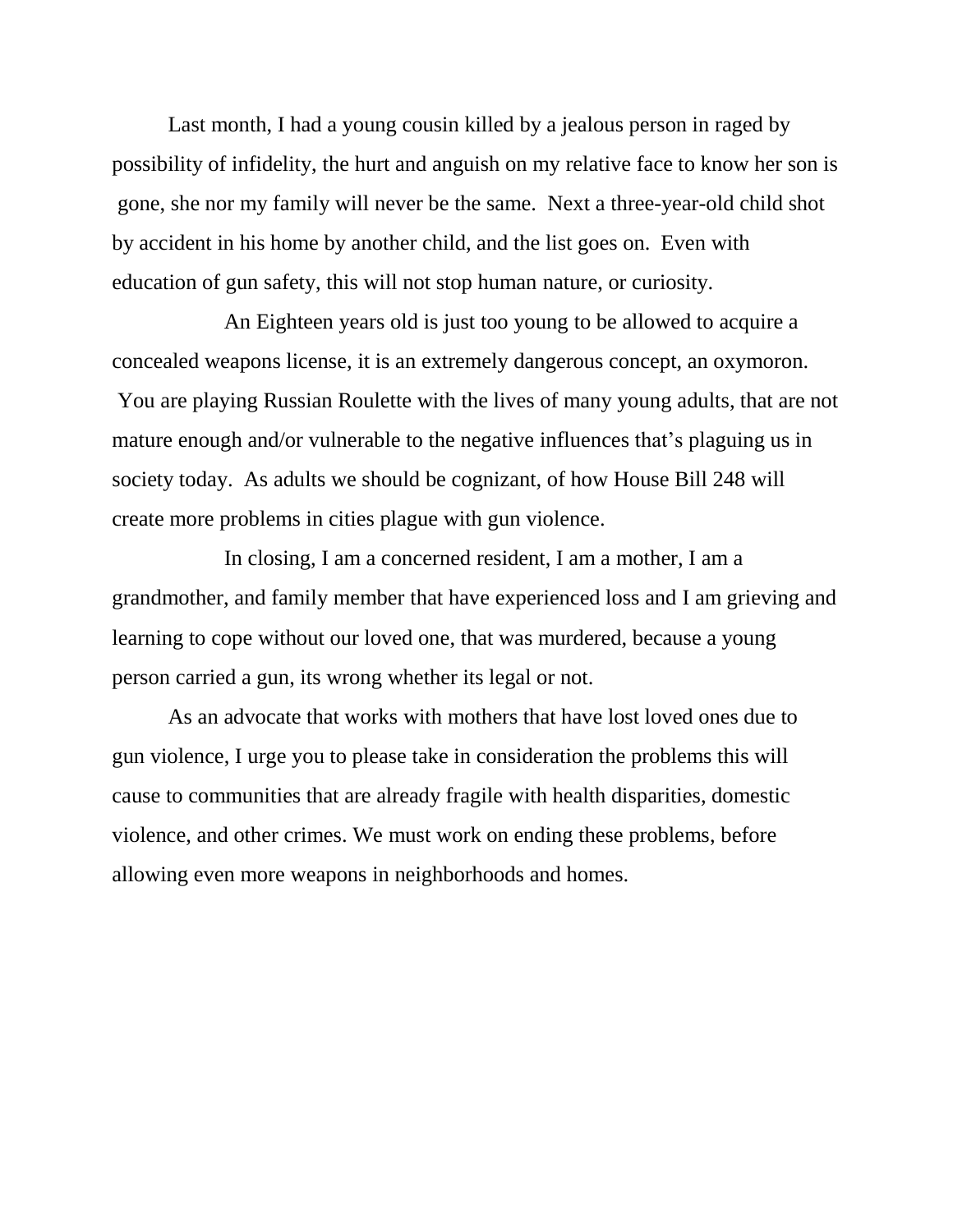Last month, I had a young cousin killed by a jealous person in raged by possibility of infidelity, the hurt and anguish on my relative face to know her son is gone, she nor my family will never be the same. Next a three-year-old child shot by accident in his home by another child, and the list goes on. Even with education of gun safety, this will not stop human nature, or curiosity.

An Eighteen years old is just too young to be allowed to acquire a concealed weapons license, it is an extremely dangerous concept, an oxymoron. You are playing Russian Roulette with the lives of many young adults, that are not mature enough and/or vulnerable to the negative influences that's plaguing us in society today. As adults we should be cognizant, of how House Bill 248 will create more problems in cities plague with gun violence.

In closing, I am a concerned resident, I am a mother, I am a grandmother, and family member that have experienced loss and I am grieving and learning to cope without our loved one, that was murdered, because a young person carried a gun, its wrong whether its legal or not.

As an advocate that works with mothers that have lost loved ones due to gun violence, I urge you to please take in consideration the problems this will cause to communities that are already fragile with health disparities, domestic violence, and other crimes. We must work on ending these problems, before allowing even more weapons in neighborhoods and homes.